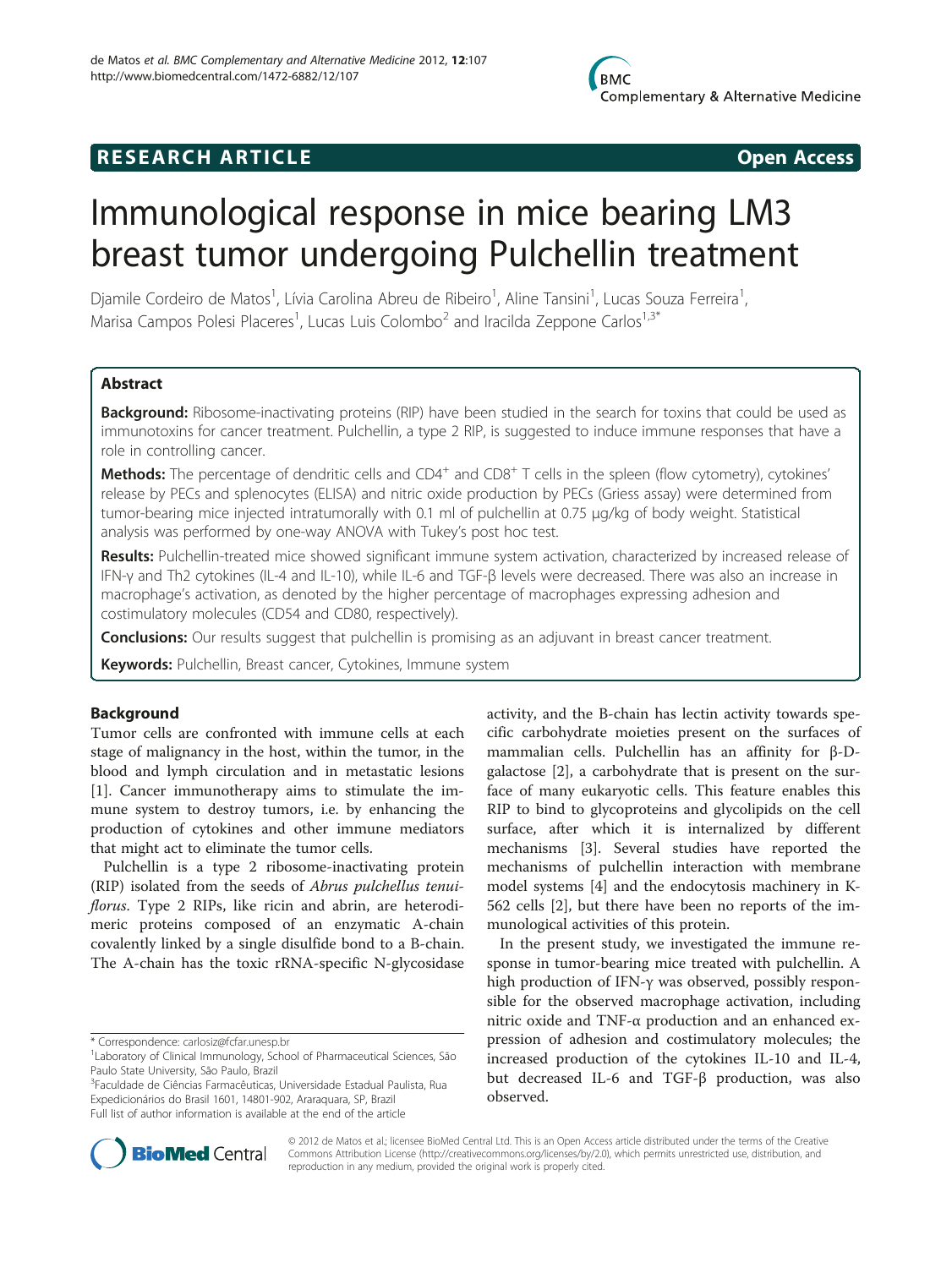RESEARCH ARTICLE Open Access

# Immunological response in mice bearing LM3 breast tumor undergoing Pulchellin treatment

Djamile Cordeiro de Matos[1], Lívia Carolina Abreu de Ribeiro[1], Aline Tansini[1], Lucas Souza Ferreira[1], Marisa Campos Polesi Placeres[1], Lucas Luis Colombo[2] and Iracilda Zeppone Carlos[1,3*]

## Abstract

**Background:** Ribosome-inactivating proteins (RIP) have been studied in the search for toxins that could be used as immunotoxins for cancer treatment. Pulchellin, a type 2 RIP, is suggested to induce immune responses that have a role in controlling cancer.

**Methods:** The percentage of dendritic cells and $CD4^+$ and $CD8^+$ T cells in the spleen (flow cytometry), cytokines' release by PECs and splenocytes (ELISA) and nitric oxide production by PECs (Griess assay) were determined from tumor-bearing mice injected intratumorally with 0.1 ml of pulchellin at 0.75 μg/kg of body weight. Statistical analysis was performed by one-way ANOVA with Tukey's post hoc test.

**Results:** Pulchellin-treated mice showed significant immune system activation, characterized by increased release of IFN-γ and Th2 cytokines (IL-4 and IL-10), while IL-6 and TGF-β levels were decreased. There was also an increase in macrophage's activation, as denoted by the higher percentage of macrophages expressing adhesion and costimulatory molecules (CD54 and CD80, respectively).

**Conclusions:** Our results suggest that pulchellin is promising as an adjuvant in breast cancer treatment.

**Keywords:** Pulchellin, Breast cancer, Cytokines, Immune system

## Background

Tumor cells are confronted with immune cells at each stage of malignancy in the host, within the tumor, in the blood and lymph circulation and in metastatic lesions [1]. Cancer immunotherapy aims to stimulate the immune system to destroy tumors, i.e. by enhancing the production of cytokines and other immune mediators that might act to eliminate the tumor cells.

Pulchellin is a type 2 ribosome-inactivating protein (RIP) isolated from the seeds of *Abrus pulchellus tenuiflorus*. Type 2 RIPs, like ricin and abrin, are heterodimeric proteins composed of an enzymatic A-chain covalently linked by a single disulfide bond to a B-chain. The A-chain has the toxic rRNA-specific N-glycosidase activity, and the B-chain has lectin activity towards specific carbohydrate moieties present on the surfaces of mammalian cells. Pulchellin has an affinity for β-D-galactose [2], a carbohydrate that is present on the surface of many eukaryotic cells. This feature enables this RIP to bind to glycoproteins and glycolipids on the cell surface, after which it is internalized by different mechanisms [3]. Several studies have reported the mechanisms of pulchellin interaction with membrane model systems [4] and the endocytosis machinery in K-562 cells [2], but there have been no reports of the immunological activities of this protein.

In the present study, we investigated the immune response in tumor-bearing mice treated with pulchellin. A high production of IFN-γ was observed, possibly responsible for the observed macrophage activation, including nitric oxide and TNF-α production and an enhanced expression of adhesion and costimulatory molecules; the increased production of the cytokines IL-10 and IL-4, but decreased IL-6 and TGF-β production, was also observed.

\* Correspondence: carlosiz@fcfar.unesp.br
[1]Laboratory of Clinical Immunology, School of Pharmaceutical Sciences, São Paulo State University, São Paulo, Brazil
[3]Faculdade de Ciências Farmacêuticas, Universidade Estadual Paulista, Rua Expedicionários do Brasil 1601, 14801-902, Araraquara, SP, Brazil
Full list of author information is available at the end of the article

© 2012 de Matos et al.; licensee BioMed Central Ltd. This is an Open Access article distributed under the terms of the Creative Commons Attribution License (http://creativecommons.org/licenses/by/2.0), which permits unrestricted use, distribution, and reproduction in any medium, provided the original work is properly cited.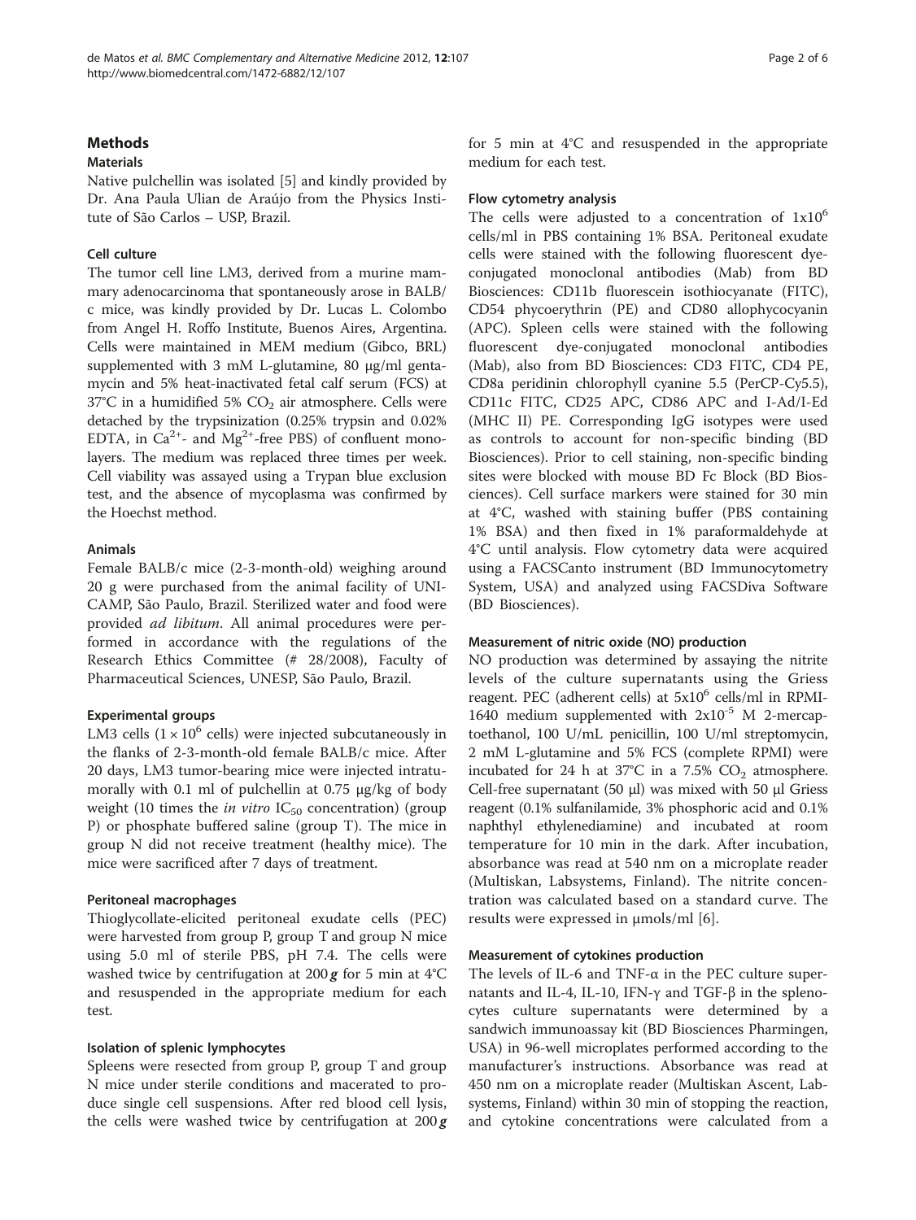## Methods

### Materials

Native pulchellin was isolated [5] and kindly provided by Dr. Ana Paula Ulian de Araújo from the Physics Institute of São Carlos – USP, Brazil.

### Cell culture

The tumor cell line LM3, derived from a murine mammary adenocarcinoma that spontaneously arose in BALB/c mice, was kindly provided by Dr. Lucas L. Colombo from Angel H. Roffo Institute, Buenos Aires, Argentina. Cells were maintained in MEM medium (Gibco, BRL) supplemented with 3 mM L-glutamine, 80 μg/ml gentamycin and 5% heat-inactivated fetal calf serum (FCS) at 37°C in a humidified 5% $CO_2$ air atmosphere. Cells were detached by the trypsinization (0.25% trypsin and 0.02% EDTA, in $Ca^{2+}$- and $Mg^{2+}$-free PBS) of confluent monolayers. The medium was replaced three times per week. Cell viability was assayed using a Trypan blue exclusion test, and the absence of mycoplasma was confirmed by the Hoechst method.

### Animals

Female BALB/c mice (2-3-month-old) weighing around 20 g were purchased from the animal facility of UNICAMP, São Paulo, Brazil. Sterilized water and food were provided *ad libitum*. All animal procedures were performed in accordance with the regulations of the Research Ethics Committee (# 28/2008), Faculty of Pharmaceutical Sciences, UNESP, São Paulo, Brazil.

### Experimental groups

LM3 cells ($1 \times 10^6$ cells) were injected subcutaneously in the flanks of 2-3-month-old female BALB/c mice. After 20 days, LM3 tumor-bearing mice were injected intratumorally with 0.1 ml of pulchellin at 0.75 μg/kg of body weight (10 times the *in vitro* $IC_{50}$ concentration) (group P) or phosphate buffered saline (group T). The mice in group N did not receive treatment (healthy mice). The mice were sacrificed after 7 days of treatment.

### Peritoneal macrophages

Thioglycollate-elicited peritoneal exudate cells (PEC) were harvested from group P, group T and group N mice using 5.0 ml of sterile PBS, pH 7.4. The cells were washed twice by centrifugation at 200 ***g*** for 5 min at 4°C and resuspended in the appropriate medium for each test.

### Isolation of splenic lymphocytes

Spleens were resected from group P, group T and group N mice under sterile conditions and macerated to produce single cell suspensions. After red blood cell lysis, the cells were washed twice by centrifugation at 200 ***g*** for 5 min at 4°C and resuspended in the appropriate medium for each test.

### Flow cytometry analysis

The cells were adjusted to a concentration of $1 \times 10^6$ cells/ml in PBS containing 1% BSA. Peritoneal exudate cells were stained with the following fluorescent dye-conjugated monoclonal antibodies (Mab) from BD Biosciences: CD11b fluorescein isothiocyanate (FITC), CD54 phycoerythrin (PE) and CD80 allophycocyanin (APC). Spleen cells were stained with the following fluorescent dye-conjugated monoclonal antibodies (Mab), also from BD Biosciences: CD3 FITC, CD4 PE, CD8a peridinin chlorophyll cyanine 5.5 (PerCP-Cy5.5), CD11c FITC, CD25 APC, CD86 APC and I-Ad/I-Ed (MHC II) PE. Corresponding IgG isotypes were used as controls to account for non-specific binding (BD Biosciences). Prior to cell staining, non-specific binding sites were blocked with mouse BD Fc Block (BD Biosciences). Cell surface markers were stained for 30 min at 4°C, washed with staining buffer (PBS containing 1% BSA) and then fixed in 1% paraformaldehyde at 4°C until analysis. Flow cytometry data were acquired using a FACSCanto instrument (BD Immunocytometry System, USA) and analyzed using FACSDiva Software (BD Biosciences).

### Measurement of nitric oxide (NO) production

NO production was determined by assaying the nitrite levels of the culture supernatants using the Griess reagent. PEC (adherent cells) at $5 \times 10^6$ cells/ml in RPMI-1640 medium supplemented with $2 \times 10^{-5}$ M 2-mercaptoethanol, 100 U/mL penicillin, 100 U/ml streptomycin, 2 mM L-glutamine and 5% FCS (complete RPMI) were incubated for 24 h at 37°C in a 7.5% $CO_2$ atmosphere. Cell-free supernatant (50 μl) was mixed with 50 μl Griess reagent (0.1% sulfanilamide, 3% phosphoric acid and 0.1% naphthyl ethylenediamine) and incubated at room temperature for 10 min in the dark. After incubation, absorbance was read at 540 nm on a microplate reader (Multiskan, Labsystems, Finland). The nitrite concentration was calculated based on a standard curve. The results were expressed in μmols/ml [6].

### Measurement of cytokines production

The levels of IL-6 and TNF-α in the PEC culture supernatants and IL-4, IL-10, IFN-γ and TGF-β in the splenocytes culture supernatants were determined by a sandwich immunoassay kit (BD Biosciences Pharmingen, USA) in 96-well microplates performed according to the manufacturer's instructions. Absorbance was read at 450 nm on a microplate reader (Multiskan Ascent, Labsystems, Finland) within 30 min of stopping the reaction, and cytokine concentrations were calculated from a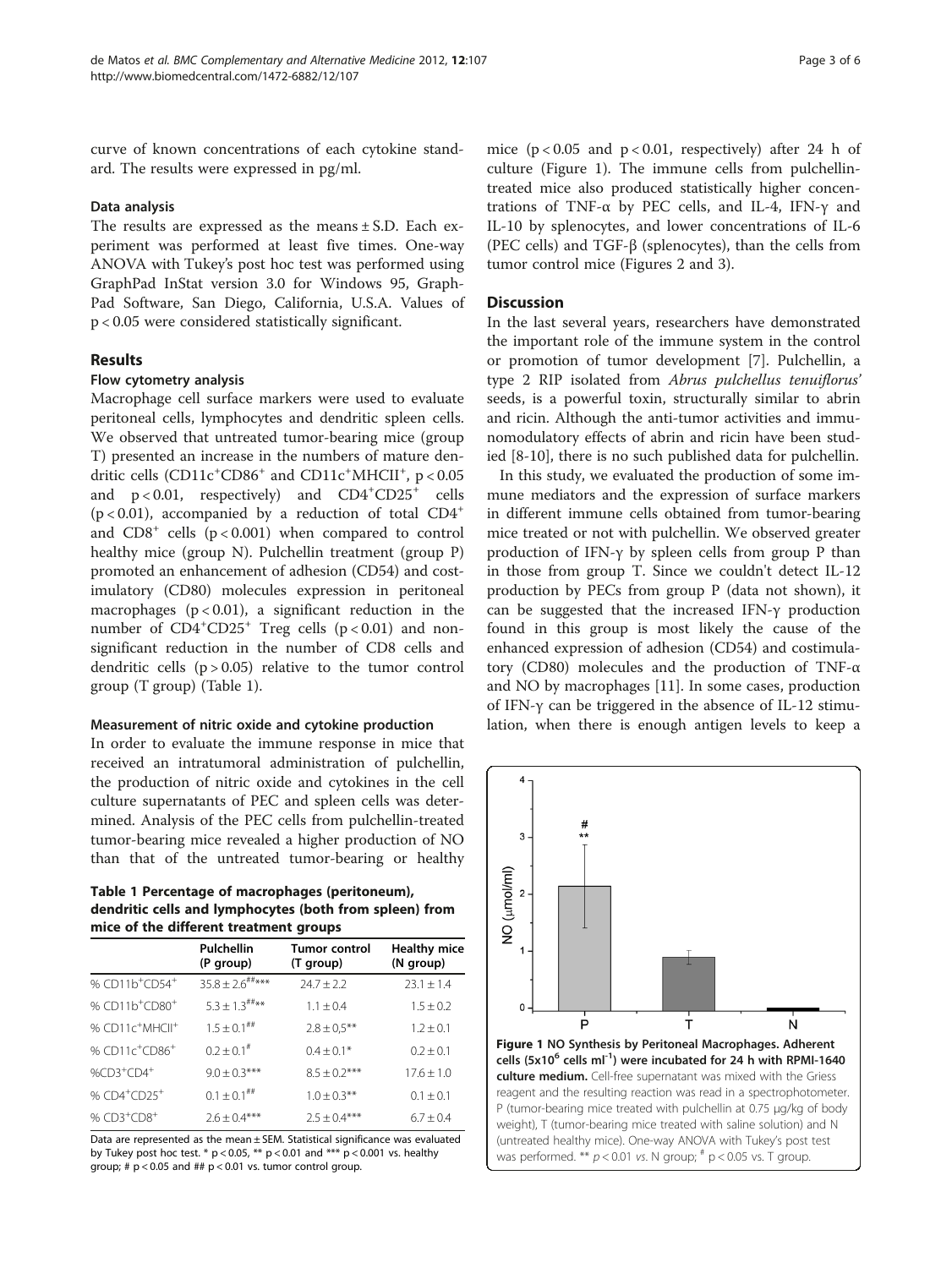curve of known concentrations of each cytokine standard. The results were expressed in pg/ml.

### Data analysis

The results are expressed as the means ± S.D. Each experiment was performed at least five times. One-way ANOVA with Tukey's post hoc test was performed using GraphPad InStat version 3.0 for Windows 95, GraphPad Software, San Diego, California, U.S.A. Values of $p < 0.05$ were considered statistically significant.

## Results

### Flow cytometry analysis

Macrophage cell surface markers were used to evaluate peritoneal cells, lymphocytes and dendritic spleen cells. We observed that untreated tumor-bearing mice (group T) presented an increase in the numbers of mature dendritic cells ($CD11c^+CD86^+$ and $CD11c^+MHCII^+$, $p < 0.05$ and $p < 0.01$, respectively) and $CD4^+CD25^+$ cells ($p < 0.01$), accompanied by a reduction of total $CD4^+$ and $CD8^+$ cells ($p < 0.001$) when compared to control healthy mice (group N). Pulchellin treatment (group P) promoted an enhancement of adhesion (CD54) and costimulatory (CD80) molecules expression in peritoneal macrophages ($p < 0.01$), a significant reduction in the number of $CD4^+CD25^+$ Treg cells ($p < 0.01$) and non-significant reduction in the number of CD8 cells and dendritic cells ($p > 0.05$) relative to the tumor control group (T group) (Table 1).

### Measurement of nitric oxide and cytokine production

In order to evaluate the immune response in mice that received an intratumoral administration of pulchellin, the production of nitric oxide and cytokines in the cell culture supernatants of PEC and spleen cells was determined. Analysis of the PEC cells from pulchellin-treated tumor-bearing mice revealed a higher production of NO than that of the untreated tumor-bearing or healthy mice ($p < 0.05$ and $p < 0.01$, respectively) after 24 h of culture (Figure 1). The immune cells from pulchellin-treated mice also produced statistically higher concentrations of TNF-α by PEC cells, and IL-4, IFN-γ and IL-10 by splenocytes, and lower concentrations of IL-6 (PEC cells) and TGF-β (splenocytes), than the cells from tumor control mice (Figures 2 and 3).

**Table 1 Percentage of macrophages (peritoneum), dendritic cells and lymphocytes (both from spleen) from mice of the different treatment groups**

| | Pulchellin (P group) | Tumor control (T group) | Healthy mice (N group) |
|---|---|---|---|
| % $CD11b^+CD54^+$ | 35.8 ± 2.6##*** | 24.7 ± 2.2 | 23.1 ± 1.4 |
| % $CD11b^+CD80^+$ | 5.3 ± 1.3##** | 1.1 ± 0.4 | 1.5 ± 0.2 |
| % $CD11c^+MHCII^+$ | 1.5 ± 0.1## | 2.8 ± 0,5** | 1.2 ± 0.1 |
| % $CD11c^+CD86^+$ | 0.2 ± 0.1# | 0.4 ± 0.1* | 0.2 ± 0.1 |
| % $CD3^+CD4^+$ | 9.0 ± 0.3*** | 8.5 ± 0.2*** | 17.6 ± 1.0 |
| % $CD4^+CD25^+$ | 0.1 ± 0.1## | 1.0 ± 0.3** | 0.1 ± 0.1 |
| % $CD3^+CD8^+$ | 2.6 ± 0.4*** | 2.5 ± 0.4*** | 6.7 ± 0.4 |

Data are represented as the mean ± SEM. Statistical significance was evaluated by Tukey post hoc test. * $p < 0.05$, ** $p < 0.01$ and *** $p < 0.001$ vs. healthy group; # $p < 0.05$ and ## $p < 0.01$ vs. tumor control group.

## Discussion

In the last several years, researchers have demonstrated the important role of the immune system in the control or promotion of tumor development [7]. Pulchellin, a type 2 RIP isolated from *Abrus pulchellus tenuiflorus'* seeds, is a powerful toxin, structurally similar to abrin and ricin. Although the anti-tumor activities and immunomodulatory effects of abrin and ricin have been studied [8-10], there is no such published data for pulchellin.

In this study, we evaluated the production of some immune mediators and the expression of surface markers in different immune cells obtained from tumor-bearing mice treated or not with pulchellin. We observed greater production of IFN-γ by spleen cells from group P than in those from group T. Since we couldn't detect IL-12 production by PECs from group P (data not shown), it can be suggested that the increased IFN-γ production found in this group is most likely the cause of the enhanced expression of adhesion (CD54) and costimulatory (CD80) molecules and the production of TNF-α and NO by macrophages [11]. In some cases, production of IFN-γ can be triggered in the absence of IL-12 stimulation, when there is enough antigen levels to keep a

**Figure 1 NO Synthesis by Peritoneal Macrophages. Adherent cells ($5x10^6$ cells $ml^{-1}$) were incubated for 24 h with RPMI-1640 culture medium.** Cell-free supernatant was mixed with the Griess reagent and the resulting reaction was read in a spectrophotometer. P (tumor-bearing mice treated with pulchellin at 0.75 µg/kg of body weight), T (tumor-bearing mice treated with saline solution) and N (untreated healthy mice). One-way ANOVA with Tukey's post test was performed. ** $p < 0.01$ *vs.* N group; # $p < 0.05$ vs. T group.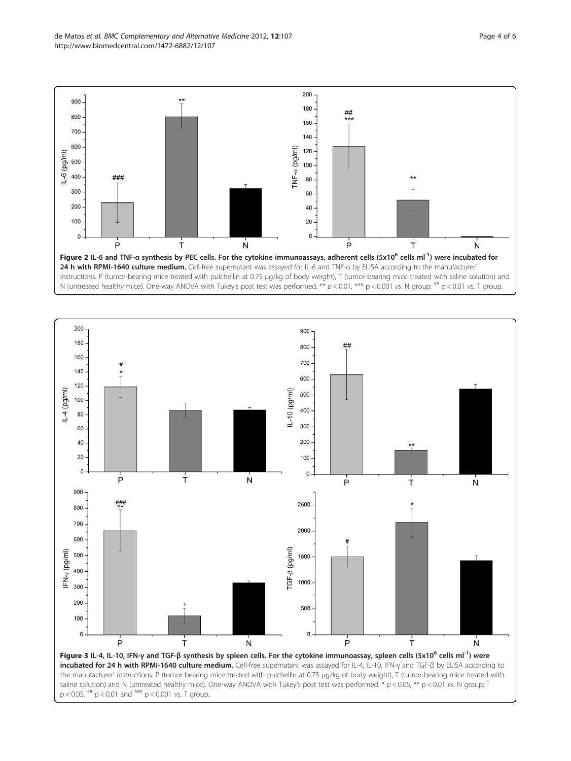**Figure 2 IL-6 and TNF-α synthesis by PEC cells. For the cytokine immunoassays, adherent cells ($5 \times 10^6$ cells $ml^{-1}$) were incubated for 24 h with RPMI-1640 culture medium.** Cell-free supernatant was assayed for IL-6 and TNF-α by ELISA according to the manufacturer' instructions. P (tumor-bearing mice treated with pulchellin at 0.75 μg/kg of body weight), T (tumor-bearing mice treated with saline solution) and N (untreated healthy mice). One-way ANOVA with Tukey's post test was performed. ** $p < 0.01$, *** $p < 0.001$ *vs.* N group; ## $p < 0.01$ vs. T group.

**Figure 3 IL-4, IL-10, IFN-γ and TGF-β synthesis by spleen cells. For the cytokine immunoassay, spleen cells ($5 \times 10^6$ cells $ml^{-1}$) were incubated for 24 h with RPMI-1640 culture medium.** Cell-free supernatant was assayed for IL-4, IL-10, IFN-γ and TGF-β by ELISA according to the manufacturer' instructions. P (tumor-bearing mice treated with pulchellin at 0.75 μg/kg of body weight), T (tumor-bearing mice treated with saline solution) and N (untreated healthy mice). One-way ANOVA with Tukey's post test was performed. * $p < 0.05$, ** $p < 0.01$ *vs.* N group; # $p < 0.05$, ## $p < 0.01$ and ### $p < 0.001$ vs. T group.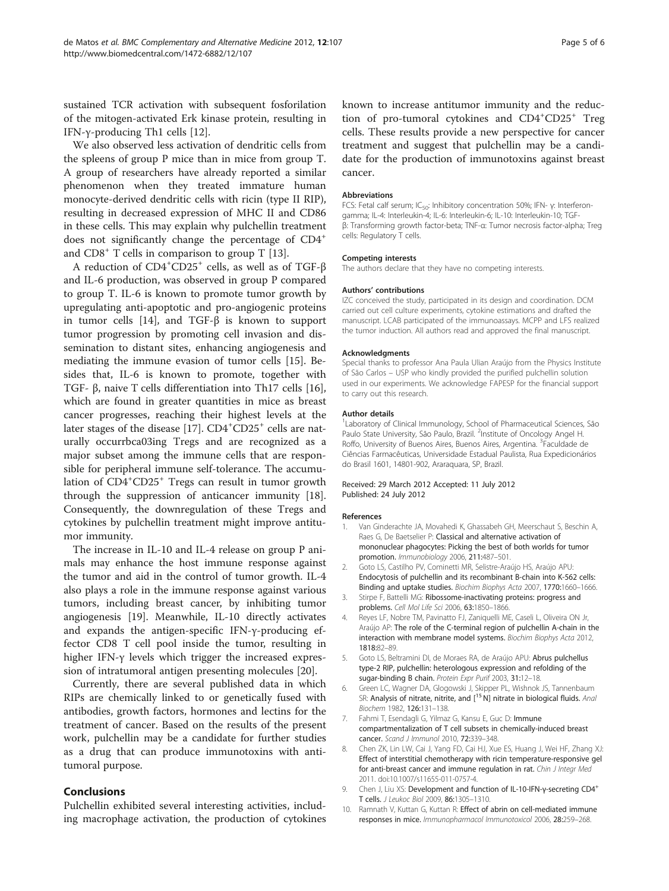sustained TCR activation with subsequent fosforilation of the mitogen-activated Erk kinase protein, resulting in IFN-γ-producing Th1 cells [12].

We also observed less activation of dendritic cells from the spleens of group P mice than in mice from group T. A group of researchers have already reported a similar phenomenon when they treated immature human monocyte-derived dendritic cells with ricin (type II RIP), resulting in decreased expression of MHC II and CD86 in these cells. This may explain why pulchellin treatment does not significantly change the percentage of $CD4^+$ and $CD8^+$ T cells in comparison to group T [13].

A reduction of $CD4^+CD25^+$ cells, as well as of TGF-β and IL-6 production, was observed in group P compared to group T. IL-6 is known to promote tumor growth by upregulating anti-apoptotic and pro-angiogenic proteins in tumor cells [14], and TGF-β is known to support tumor progression by promoting cell invasion and dissemination to distant sites, enhancing angiogenesis and mediating the immune evasion of tumor cells [15]. Besides that, IL-6 is known to promote, together with TGF- β, naive T cells differentiation into Th17 cells [16], which are found in greater quantities in mice as breast cancer progresses, reaching their highest levels at the later stages of the disease [17]. $CD4^+CD25^+$ cells are naturally occurrbca03ing Tregs and are recognized as a major subset among the immune cells that are responsible for peripheral immune self-tolerance. The accumulation of $CD4^+CD25^+$ Tregs can result in tumor growth through the suppression of anticancer immunity [18]. Consequently, the downregulation of these Tregs and cytokines by pulchellin treatment might improve antitumor immunity.

The increase in IL-10 and IL-4 release on group P animals may enhance the host immune response against the tumor and aid in the control of tumor growth. IL-4 also plays a role in the immune response against various tumors, including breast cancer, by inhibiting tumor angiogenesis [19]. Meanwhile, IL-10 directly activates and expands the antigen-specific IFN-γ-producing effector CD8 T cell pool inside the tumor, resulting in higher IFN-γ levels which trigger the increased expression of intratumoral antigen presenting molecules [20].

Currently, there are several published data in which RIPs are chemically linked to or genetically fused with antibodies, growth factors, hormones and lectins for the treatment of cancer. Based on the results of the present work, pulchellin may be a candidate for further studies as a drug that can produce immunotoxins with antitumoral purpose.

## Conclusions

Pulchellin exhibited several interesting activities, including macrophage activation, the production of cytokines known to increase antitumor immunity and the reduction of pro-tumoral cytokines and $CD4^+CD25^+$ Treg cells. These results provide a new perspective for cancer treatment and suggest that pulchellin may be a candidate for the production of immunotoxins against breast cancer.

#### Abbreviations

FCS: Fetal calf serum; $IC_{50}$: Inhibitory concentration 50%; IFN- γ: Interferon-gamma; IL-4: Interleukin-4; IL-6: Interleukin-6; IL-10: Interleukin-10; TGF-β: Transforming growth factor-beta; TNF-α: Tumor necrosis factor-alpha; Treg cells: Regulatory T cells.

#### Competing interests

The authors declare that they have no competing interests.

#### Authors' contributions

IZC conceived the study, participated in its design and coordination. DCM carried out cell culture experiments, cytokine estimations and drafted the manuscript. LCAB participated of the immunoassays. MCPP and LFS realized the tumor induction. All authors read and approved the final manuscript.

#### Acknowledgments

Special thanks to professor Ana Paula Ulian Araújo from the Physics Institute of São Carlos – USP who kindly provided the purified pulchellin solution used in our experiments. We acknowledge FAPESP for the financial support to carry out this research.

#### Author details

[1]Laboratory of Clinical Immunology, School of Pharmaceutical Sciences, São Paulo State University, São Paulo, Brazil. [2]Institute of Oncology Angel H. Roffo, University of Buenos Aires, Buenos Aires, Argentina. [3]Faculdade de Ciências Farmacêuticas, Universidade Estadual Paulista, Rua Expedicionários do Brasil 1601, 14801-902, Araraquara, SP, Brazil.

Received: 29 March 2012 Accepted: 11 July 2012
Published: 24 July 2012

#### References

1. Van Ginderachte JA, Movahedi K, Ghassabeh GH, Meerschaut S, Beschin A, Raes G, De Baetselier P: **Classical and alternative activation of mononuclear phagocytes: Picking the best of both worlds for tumor promotion.** *Immunobiology* 2006, **211:**487–501.
2. Goto LS, Castilho PV, Cominetti MR, Selistre-Araújo HS, Araújo APU: **Endocytosis of pulchellin and its recombinant B-chain into K-562 cells: Binding and uptake studies.** *Biochim Biophys Acta* 2007, **1770:**1660–1666.
3. Stirpe F, Battelli MG: **Ribossome-inactivating proteins: progress and problems.** *Cell Mol Life Sci* 2006, **63:**1850–1866.
4. Reyes LF, Nobre TM, Pavinatto FJ, Zaniquelli ME, Caseli L, Oliveira ON Jr, Araújo AP: **The role of the C-terminal region of pulchellin A-chain in the interaction with membrane model systems.** *Biochim Biophys Acta* 2012, **1818:**82–89.
5. Goto LS, Beltramini DI, de Moraes RA, de Araújo APU: **Abrus pulchellus type-2 RIP, pulchellin: heterologous expression and refolding of the sugar-binding B chain.** *Protein Expr Purif* 2003, **31:**12–18.
6. Green LC, Wagner DA, Glogowski J, Skipper PL, Wishnok JS, Tannenbaum SR: **Analysis of nitrate, nitrite, and [$^{15}$N] nitrate in biological fluids.** *Anal Biochem* 1982, **126:**131–138.
7. Fahmi T, Esendagli G, Yilmaz G, Kansu E, Guc D: **Immune compartmentalization of T cell subsets in chemically-induced breast cancer.** *Scand J Immunol* 2010, **72:**339–348.
8. Chen ZK, Lin LW, Cai J, Yang FD, Cai HJ, Xue ES, Huang J, Wei HF, Zhang XJ: **Effect of interstitial chemotherapy with ricin temperature-responsive gel for anti-breast cancer and immune regulation in rat.** *Chin J Integr Med* 2011. doi:10.1007/s11655-011-0757-4.
9. Chen J, Liu XS: **Development and function of IL-10-IFN-γ-secreting $CD4^+$ T cells.** *J Leukoc Biol* 2009, **86:**1305–1310.
10. Ramnath V, Kuttan G, Kuttan R: **Effect of abrin on cell-mediated immune responses in mice.** *Immunopharmacol Immunotoxicol* 2006, **28:**259–268.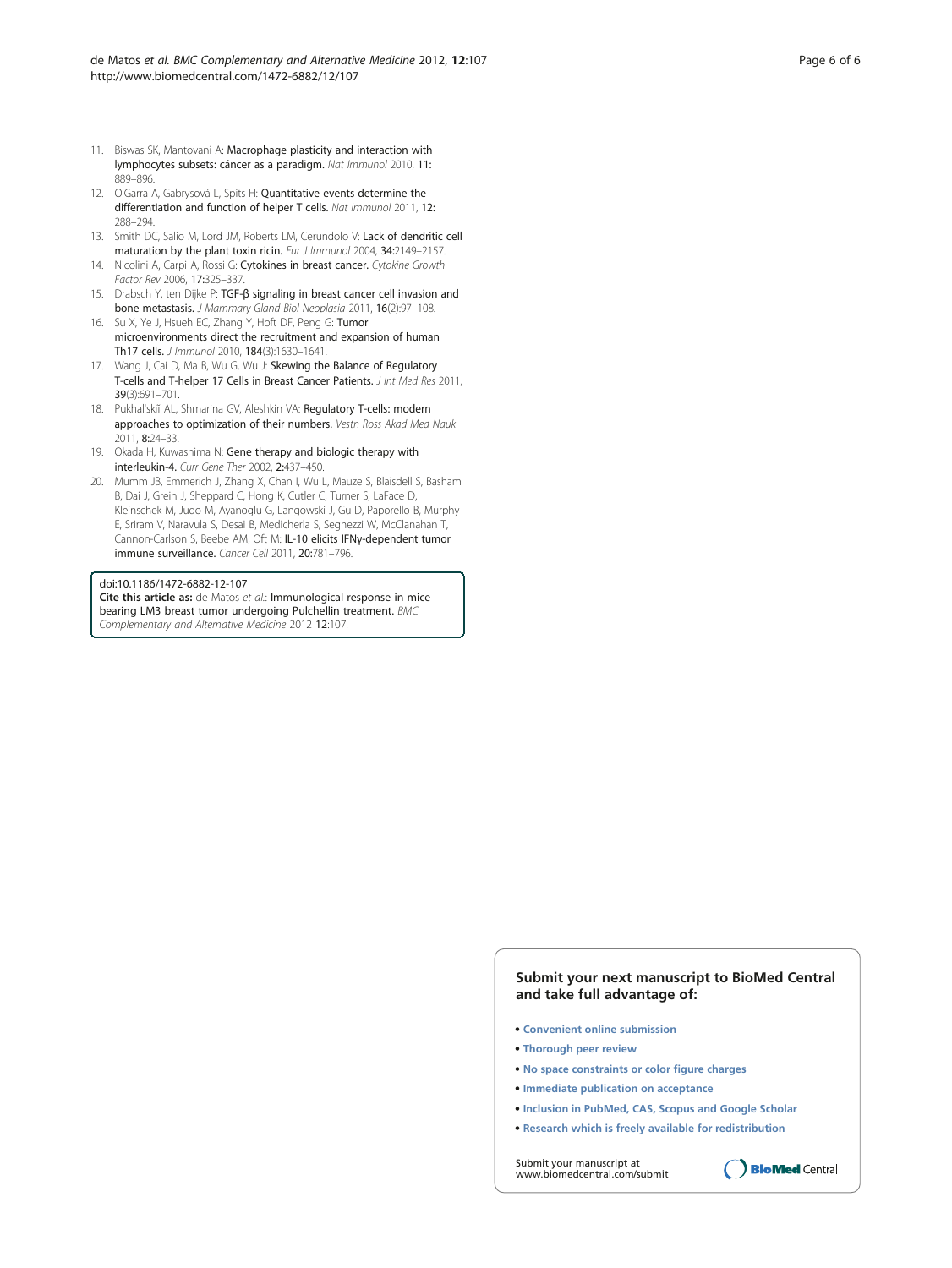11. Biswas SK, Mantovani A: **Macrophage plasticity and interaction with lymphocytes subsets: cáncer as a paradigm.** *Nat Immunol* 2010, **11:** 889–896.
12. O'Garra A, Gabrysová L, Spits H: **Quantitative events determine the differentiation and function of helper T cells.** *Nat Immunol* 2011, **12:** 288–294.
13. Smith DC, Salio M, Lord JM, Roberts LM, Cerundolo V: **Lack of dendritic cell maturation by the plant toxin ricin.** *Eur J Immunol* 2004, **34:**2149–2157.
14. Nicolini A, Carpi A, Rossi G: **Cytokines in breast cancer.** *Cytokine Growth Factor Rev* 2006, **17:**325–337.
15. Drabsch Y, ten Dijke P: **TGF-β signaling in breast cancer cell invasion and bone metastasis.** *J Mammary Gland Biol Neoplasia* 2011, **16**(2):97–108.
16. Su X, Ye J, Hsueh EC, Zhang Y, Hoft DF, Peng G: **Tumor microenvironments direct the recruitment and expansion of human Th17 cells.** *J Immunol* 2010, **184**(3):1630–1641.
17. Wang J, Cai D, Ma B, Wu G, Wu J: **Skewing the Balance of Regulatory T-cells and T-helper 17 Cells in Breast Cancer Patients.** *J Int Med Res* 2011, **39**(3):691–701.
18. Pukhal'skiĭ AL, Shmarina GV, Aleshkin VA: **Regulatory T-cells: modern approaches to optimization of their numbers.** *Vestn Ross Akad Med Nauk* 2011, **8:**24–33.
19. Okada H, Kuwashima N: **Gene therapy and biologic therapy with interleukin-4.** *Curr Gene Ther* 2002, **2:**437–450.
20. Mumm JB, Emmerich J, Zhang X, Chan I, Wu L, Mauze S, Blaisdell S, Basham B, Dai J, Grein J, Sheppard C, Hong K, Cutler C, Turner S, LaFace D, Kleinschek M, Judo M, Ayanoglu G, Langowski J, Gu D, Paporello B, Murphy E, Sriram V, Naravula S, Desai B, Medicherla S, Seghezzi W, McClanahan T, Cannon-Carlson S, Beebe AM, Oft M: **IL-10 elicits IFNγ-dependent tumor immune surveillance.** *Cancer Cell* 2011, **20:**781–796.

doi:10.1186/1472-6882-12-107
**Cite this article as:** de Matos *et al.*: Immunological response in mice bearing LM3 breast tumor undergoing Pulchellin treatment. *BMC Complementary and Alternative Medicine* 2012 **12**:107.

**Submit your next manuscript to BioMed Central and take full advantage of:**

- **Convenient online submission**
- **Thorough peer review**
- **No space constraints or color figure charges**
- **Immediate publication on acceptance**
- **Inclusion in PubMed, CAS, Scopus and Google Scholar**
- **Research which is freely available for redistribution**

Submit your manuscript at
www.biomedcentral.com/submit

BioMed Central